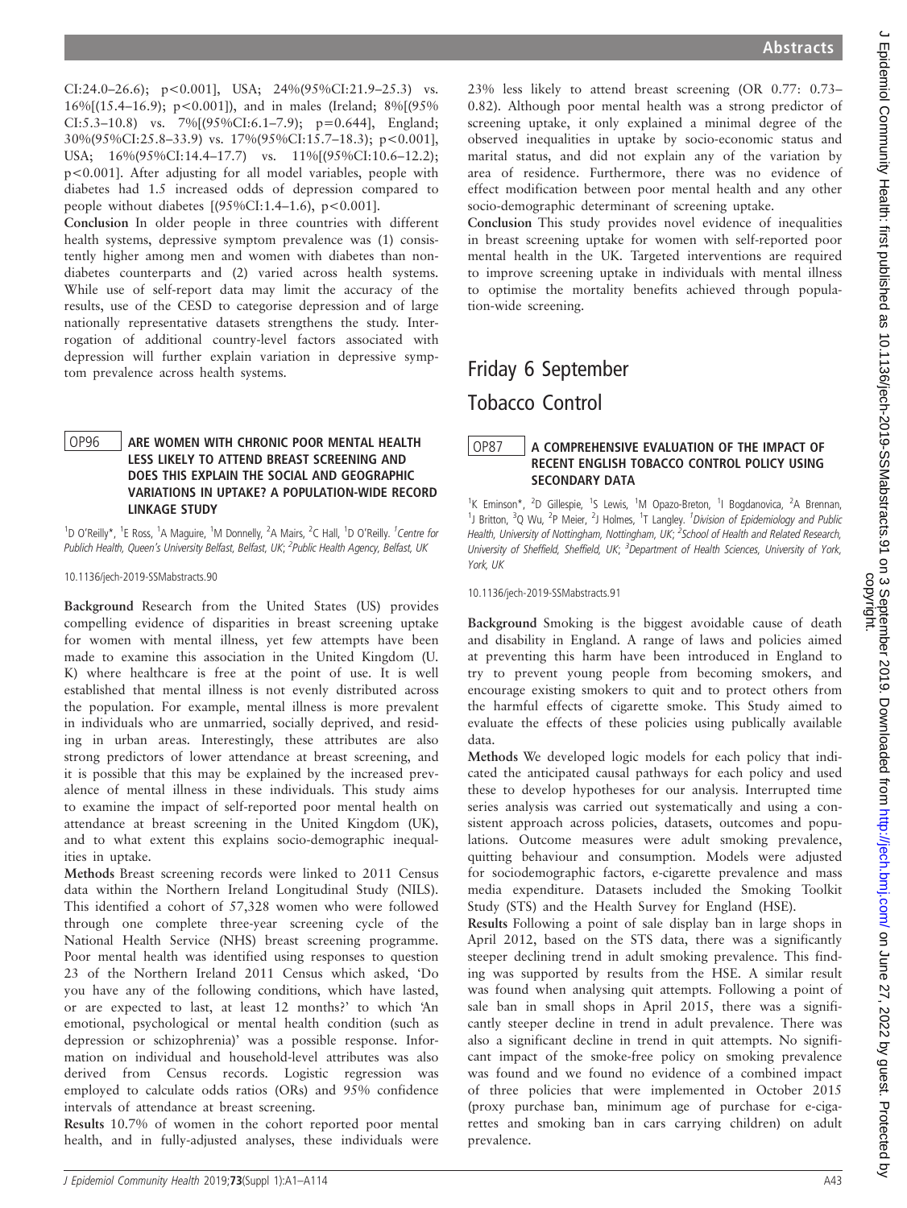CI:24.0–26.6); p<0.001], USA; 24%(95%CI:21.9–25.3) vs. 16%[(15.4–16.9); p<0.001]), and in males (Ireland; 8%[(95% CI:5.3–10.8) vs. 7%[(95%CI:6.1–7.9); p=0.644], England; 30%(95%CI:25.8–33.9) vs. 17%(95%CI:15.7–18.3); p<0.001], USA; 16%(95%CI:14.4–17.7) vs. 11%[(95%CI:10.6–12.2); p<0.001]. After adjusting for all model variables, people with diabetes had 1.5 increased odds of depression compared to people without diabetes [(95%CI:1.4–1.6), p<0.001].

**Conclusion** In older people in three countries with different health systems, depressive symptom prevalence was (1) consistently higher among men and women with diabetes than non-diabetes counterparts and (2) varied across health systems. While use of self-report data may limit the accuracy of the results, use of the CESD to categorise depression and of large nationally representative datasets strengthens the study. Interrogation of additional country-level factors associated with depression will further explain variation in depressive symptom prevalence across health systems.

### OP96 ARE WOMEN WITH CHRONIC POOR MENTAL HEALTH LESS LIKELY TO ATTEND BREAST SCREENING AND DOES THIS EXPLAIN THE SOCIAL AND GEOGRAPHIC VARIATIONS IN UPTAKE? A POPULATION-WIDE RECORD LINKAGE STUDY

[1]D O'Reilly*, [1]E Ross, [1]A Maguire, [1]M Donnelly, [2]A Mairs, [2]C Hall, [1]D O'Reilly. [1]*Centre for Publich Health, Queen's University Belfast, Belfast, UK;* [2]*Public Health Agency, Belfast, UK*

10.1136/jech-2019-SSMabstracts.90

**Background** Research from the United States (US) provides compelling evidence of disparities in breast screening uptake for women with mental illness, yet few attempts have been made to examine this association in the United Kingdom (U.K) where healthcare is free at the point of use. It is well established that mental illness is not evenly distributed across the population. For example, mental illness is more prevalent in individuals who are unmarried, socially deprived, and residing in urban areas. Interestingly, these attributes are also strong predictors of lower attendance at breast screening, and it is possible that this may be explained by the increased prevalence of mental illness in these individuals. This study aims to examine the impact of self-reported poor mental health on attendance at breast screening in the United Kingdom (UK), and to what extent this explains socio-demographic inequalities in uptake.

**Methods** Breast screening records were linked to 2011 Census data within the Northern Ireland Longitudinal Study (NILS). This identified a cohort of 57,328 women who were followed through one complete three-year screening cycle of the National Health Service (NHS) breast screening programme. Poor mental health was identified using responses to question 23 of the Northern Ireland 2011 Census which asked, 'Do you have any of the following conditions, which have lasted, or are expected to last, at least 12 months?' to which 'An emotional, psychological or mental health condition (such as depression or schizophrenia)' was a possible response. Information on individual and household-level attributes was also derived from Census records. Logistic regression was employed to calculate odds ratios (ORs) and 95% confidence intervals of attendance at breast screening.

**Results** 10.7% of women in the cohort reported poor mental health, and in fully-adjusted analyses, these individuals were 23% less likely to attend breast screening (OR 0.77: 0.73–0.82). Although poor mental health was a strong predictor of screening uptake, it only explained a minimal degree of the observed inequalities in uptake by socio-economic status and marital status, and did not explain any of the variation by area of residence. Furthermore, there was no evidence of effect modification between poor mental health and any other socio-demographic determinant of screening uptake.

**Conclusion** This study provides novel evidence of inequalities in breast screening uptake for women with self-reported poor mental health in the UK. Targeted interventions are required to improve screening uptake in individuals with mental illness to optimise the mortality benefits achieved through population-wide screening.

# Friday 6 September

## Tobacco Control

### OP87 A COMPREHENSIVE EVALUATION OF THE IMPACT OF RECENT ENGLISH TOBACCO CONTROL POLICY USING SECONDARY DATA

[1]K Eminson*, [2]D Gillespie, [1]S Lewis, [1]M Opazo-Breton, [1]I Bogdanovica, [2]A Brennan, [1]J Britton, [3]Q Wu, [2]P Meier, [2]J Holmes, [1]T Langley. [1]*Division of Epidemiology and Public Health, University of Nottingham, Nottingham, UK;* [2]*School of Health and Related Research, University of Sheffield, Sheffield, UK;* [3]*Department of Health Sciences, University of York, York, UK*

10.1136/jech-2019-SSMabstracts.91

**Background** Smoking is the biggest avoidable cause of death and disability in England. A range of laws and policies aimed at preventing this harm have been introduced in England to try to prevent young people from becoming smokers, and encourage existing smokers to quit and to protect others from the harmful effects of cigarette smoke. This Study aimed to evaluate the effects of these policies using publically available data.

**Methods** We developed logic models for each policy that indicated the anticipated causal pathways for each policy and used these to develop hypotheses for our analysis. Interrupted time series analysis was carried out systematically and using a consistent approach across policies, datasets, outcomes and populations. Outcome measures were adult smoking prevalence, quitting behaviour and consumption. Models were adjusted for sociodemographic factors, e-cigarette prevalence and mass media expenditure. Datasets included the Smoking Toolkit Study (STS) and the Health Survey for England (HSE).

**Results** Following a point of sale display ban in large shops in April 2012, based on the STS data, there was a significantly steeper declining trend in adult smoking prevalence. This finding was supported by results from the HSE. A similar result was found when analysing quit attempts. Following a point of sale ban in small shops in April 2015, there was a significantly steeper decline in trend in adult prevalence. There was also a significant decline in trend in quit attempts. No significant impact of the smoke-free policy on smoking prevalence was found and we found no evidence of a combined impact of three policies that were implemented in October 2015 (proxy purchase ban, minimum age of purchase for e-cigarettes and smoking ban in cars carrying children) on adult prevalence.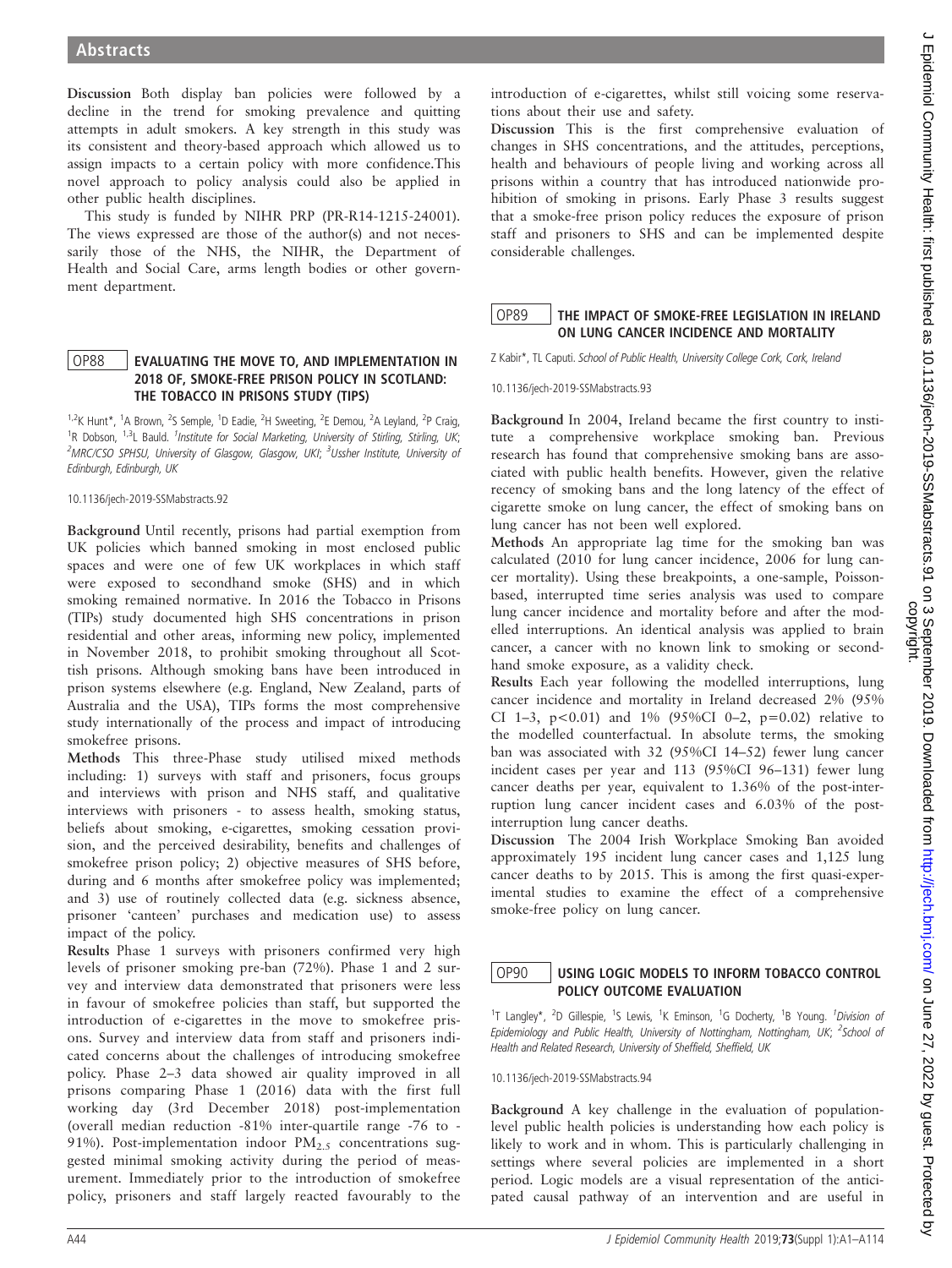**Discussion** Both display ban policies were followed by a decline in the trend for smoking prevalence and quitting attempts in adult smokers. A key strength in this study was its consistent and theory-based approach which allowed us to assign impacts to a certain policy with more confidence.This novel approach to policy analysis could also be applied in other public health disciplines.

This study is funded by NIHR PRP (PR-R14-1215-24001). The views expressed are those of the author(s) and not necessarily those of the NHS, the NIHR, the Department of Health and Social Care, arms length bodies or other government department.

## OP88 EVALUATING THE MOVE TO, AND IMPLEMENTATION IN 2018 OF, SMOKE-FREE PRISON POLICY IN SCOTLAND: THE TOBACCO IN PRISONS STUDY (TIPS)

[1,2]K Hunt*, [1]A Brown, [2]S Semple, [1]D Eadie, [2]H Sweeting, [2]E Demou, [2]A Leyland, [2]P Craig, [1]R Dobson, [1,3]L Bauld. [1]*Institute for Social Marketing, University of Stirling, Stirling, UK;* [2]*MRC/CSO SPHSU, University of Glasgow, Glasgow, UKI;* [3]*Ussher Institute, University of Edinburgh, Edinburgh, UK*

10.1136/jech-2019-SSMabstracts.92

**Background** Until recently, prisons had partial exemption from UK policies which banned smoking in most enclosed public spaces and were one of few UK workplaces in which staff were exposed to secondhand smoke (SHS) and in which smoking remained normative. In 2016 the Tobacco in Prisons (TIPs) study documented high SHS concentrations in prison residential and other areas, informing new policy, implemented in November 2018, to prohibit smoking throughout all Scottish prisons. Although smoking bans have been introduced in prison systems elsewhere (e.g. England, New Zealand, parts of Australia and the USA), TIPs forms the most comprehensive study internationally of the process and impact of introducing smokefree prisons.

**Methods** This three-Phase study utilised mixed methods including: 1) surveys with staff and prisoners, focus groups and interviews with prison and NHS staff, and qualitative interviews with prisoners - to assess health, smoking status, beliefs about smoking, e-cigarettes, smoking cessation provision, and the perceived desirability, benefits and challenges of smokefree prison policy; 2) objective measures of SHS before, during and 6 months after smokefree policy was implemented; and 3) use of routinely collected data (e.g. sickness absence, prisoner 'canteen' purchases and medication use) to assess impact of the policy.

**Results** Phase 1 surveys with prisoners confirmed very high levels of prisoner smoking pre-ban (72%). Phase 1 and 2 survey and interview data demonstrated that prisoners were less in favour of smokefree policies than staff, but supported the introduction of e-cigarettes in the move to smokefree prisons. Survey and interview data from staff and prisoners indicated concerns about the challenges of introducing smokefree policy. Phase 2–3 data showed air quality improved in all prisons comparing Phase 1 (2016) data with the first full working day (3rd December 2018) post-implementation (overall median reduction -81% inter-quartile range -76 to -91%). Post-implementation indoor $PM_{2.5}$ concentrations suggested minimal smoking activity during the period of measurement. Immediately prior to the introduction of smokefree policy, prisoners and staff largely reacted favourably to the introduction of e-cigarettes, whilst still voicing some reservations about their use and safety.

**Discussion** This is the first comprehensive evaluation of changes in SHS concentrations, and the attitudes, perceptions, health and behaviours of people living and working across all prisons within a country that has introduced nationwide prohibition of smoking in prisons. Early Phase 3 results suggest that a smoke-free prison policy reduces the exposure of prison staff and prisoners to SHS and can be implemented despite considerable challenges.

## OP89 THE IMPACT OF SMOKE-FREE LEGISLATION IN IRELAND ON LUNG CANCER INCIDENCE AND MORTALITY

Z Kabir*, TL Caputi. *School of Public Health, University College Cork, Cork, Ireland*

10.1136/jech-2019-SSMabstracts.93

**Background** In 2004, Ireland became the first country to institute a comprehensive workplace smoking ban. Previous research has found that comprehensive smoking bans are associated with public health benefits. However, given the relative recency of smoking bans and the long latency of the effect of cigarette smoke on lung cancer, the effect of smoking bans on lung cancer has not been well explored.

**Methods** An appropriate lag time for the smoking ban was calculated (2010 for lung cancer incidence, 2006 for lung cancer mortality). Using these breakpoints, a one-sample, Poisson-based, interrupted time series analysis was used to compare lung cancer incidence and mortality before and after the modelled interruptions. An identical analysis was applied to brain cancer, a cancer with no known link to smoking or secondhand smoke exposure, as a validity check.

**Results** Each year following the modelled interruptions, lung cancer incidence and mortality in Ireland decreased 2% (95% CI 1–3, $p<0.01$) and 1% (95%CI 0–2, $p=0.02$) relative to the modelled counterfactual. In absolute terms, the smoking ban was associated with 32 (95%CI 14–52) fewer lung cancer incident cases per year and 113 (95%CI 96–131) fewer lung cancer deaths per year, equivalent to 1.36% of the post-interruption lung cancer incident cases and 6.03% of the post-interruption lung cancer deaths.

**Discussion** The 2004 Irish Workplace Smoking Ban avoided approximately 195 incident lung cancer cases and 1,125 lung cancer deaths to by 2015. This is among the first quasi-experimental studies to examine the effect of a comprehensive smoke-free policy on lung cancer.

## OP90 USING LOGIC MODELS TO INFORM TOBACCO CONTROL POLICY OUTCOME EVALUATION

[1]T Langley*, [2]D Gillespie, [1]S Lewis, [1]K Eminson, [1]G Docherty, [1]B Young. [1]*Division of Epidemiology and Public Health, University of Nottingham, Nottingham, UK;* [2]*School of Health and Related Research, University of Sheffield, Sheffield, UK*

10.1136/jech-2019-SSMabstracts.94

**Background** A key challenge in the evaluation of population-level public health policies is understanding how each policy is likely to work and in whom. This is particularly challenging in settings where several policies are implemented in a short period. Logic models are a visual representation of the anticipated causal pathway of an intervention and are useful in